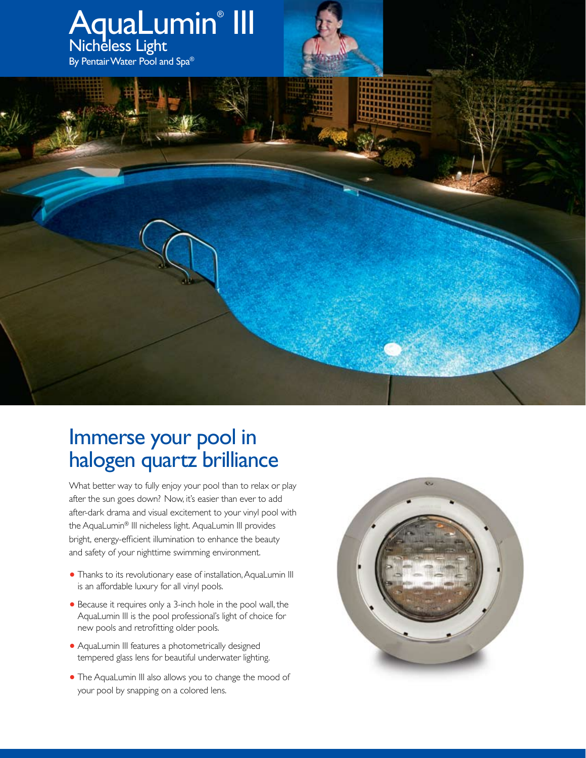# AquaLumin® III

## Nicheless Light

By Pentair Water Pool and Spa®

## Immerse your pool in halogen quartz brilliance

What better way to fully enjoy your pool than to relax or play after the sun goes down? Now, it's easier than ever to add after-dark drama and visual excitement to your vinyl pool with the AquaLumin® III nicheless light. AquaLumin III provides bright, energy-efficient illumination to enhance the beauty and safety of your nighttime swimming environment.

- Thanks to its revolutionary ease of installation, AquaLumin III is an affordable luxury for all vinyl pools.
- Because it requires only a 3-inch hole in the pool wall, the AquaLumin III is the pool professional's light of choice for new pools and retrofitting older pools.
- AquaLumin III features a photometrically designed tempered glass lens for beautiful underwater lighting.
- The AquaLumin III also allows you to change the mood of your pool by snapping on a colored lens.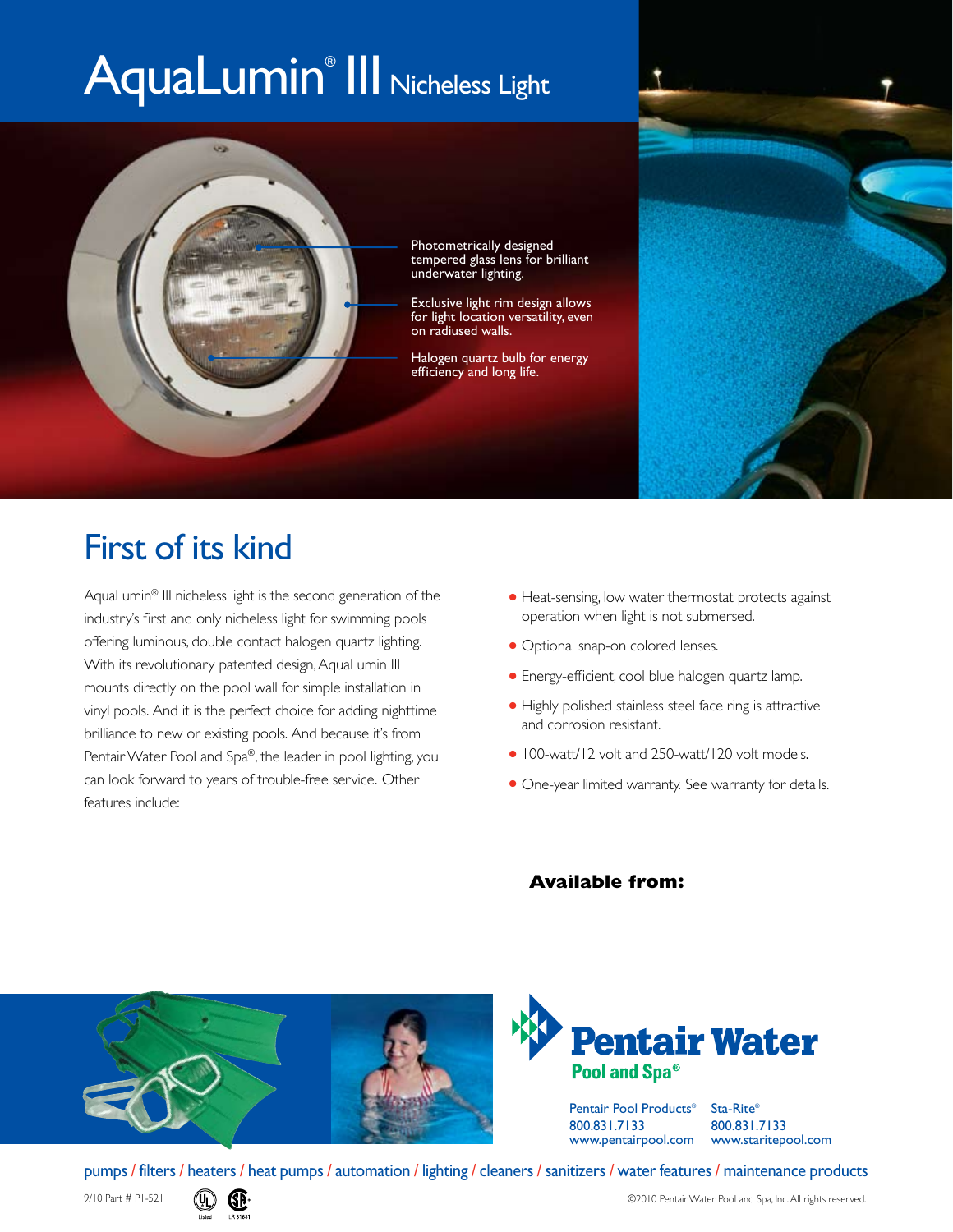# AquaLumin® III Nicheless Light

Photometrically designed tempered glass lens for brilliant underwater lighting.

Exclusive light rim design allows for light location versatility, even on radiused walls.

Halogen quartz bulb for energy efficiency and long life.

## First of its kind

AquaLumin® III nicheless light is the second generation of the industry's first and only nicheless light for swimming pools offering luminous, double contact halogen quartz lighting. With its revolutionary patented design, AquaLumin III mounts directly on the pool wall for simple installation in vinyl pools. And it is the perfect choice for adding nighttime brilliance to new or existing pools. And because it's from Pentair Water Pool and Spa®, the leader in pool lighting, you can look forward to years of trouble-free service. Other features include:

- Heat-sensing, low water thermostat protects against operation when light is not submersed.
- Optional snap-on colored lenses.
- Energy-efficient, cool blue halogen quartz lamp.
- Highly polished stainless steel face ring is attractive and corrosion resistant.
- 100-watt/12 volt and 250-watt/120 volt models.
- One-year limited warranty. See warranty for details.

**Available from:**

Pentair Water Pool and Spa®

Pentair Pool Products®
800.831.7133
www.pentairpool.com

Sta-Rite®
800.831.7133
www.staritepool.com

pumps / filters / heaters / heat pumps / automation / lighting / cleaners / sanitizers / water features / maintenance products

9/10 Part # P1-521

©2010 Pentair Water Pool and Spa, Inc. All rights reserved.